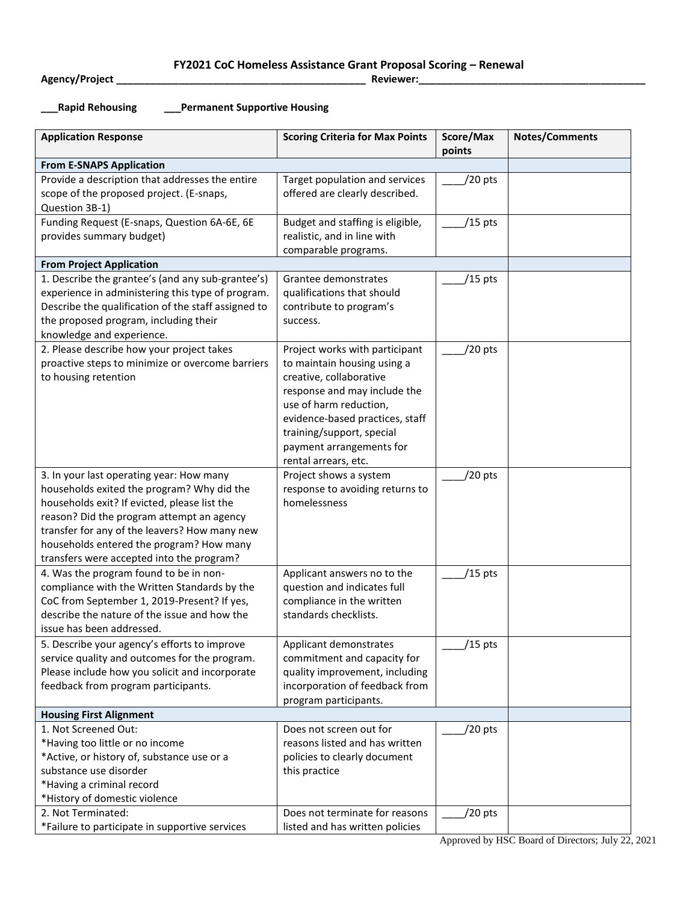**FY2021 CoC Homeless Assistance Grant Proposal Scoring – Renewal**

**Agency/Project \_\_\_\_\_\_\_\_\_\_\_\_\_\_\_\_\_\_\_\_\_\_\_\_\_\_\_\_\_\_\_\_\_\_\_\_\_\_\_\_\_\_\_\_ Reviewer:\_\_\_\_\_\_\_\_\_\_\_\_\_\_\_\_\_\_\_\_\_\_\_\_\_\_\_\_\_\_\_\_\_\_\_\_\_\_\_\_**

**\_\_\_Rapid Rehousing \_\_\_Permanent Supportive Housing**

| Application Response | Scoring Criteria for Max Points | Score/Max points | Notes/Comments |
|---|---|---|---|
| **From E-SNAPS Application** | | | |
| Provide a description that addresses the entire scope of the proposed project. (E-snaps, Question 3B-1) | Target population and services offered are clearly described. | \_\_\_\_/20 pts | |
| Funding Request (E-snaps, Question 6A-6E, 6E provides summary budget) | Budget and staffing is eligible, realistic, and in line with comparable programs. | \_\_\_\_/15 pts | |
| **From Project Application** | | | |
| 1. Describe the grantee's (and any sub-grantee's) experience in administering this type of program. Describe the qualification of the staff assigned to the proposed program, including their knowledge and experience. | Grantee demonstrates qualifications that should contribute to program's success. | \_\_\_\_/15 pts | |
| 2. Please describe how your project takes proactive steps to minimize or overcome barriers to housing retention | Project works with participant to maintain housing using a creative, collaborative response and may include the use of harm reduction, evidence-based practices, staff training/support, special payment arrangements for rental arrears, etc. | \_\_\_\_/20 pts | |
| 3. In your last operating year: How many households exited the program? Why did the households exit? If evicted, please list the reason? Did the program attempt an agency transfer for any of the leavers? How many new households entered the program? How many transfers were accepted into the program? | Project shows a system response to avoiding returns to homelessness | \_\_\_\_/20 pts | |
| 4. Was the program found to be in non-compliance with the Written Standards by the CoC from September 1, 2019-Present? If yes, describe the nature of the issue and how the issue has been addressed. | Applicant answers no to the question and indicates full compliance in the written standards checklists. | \_\_\_\_/15 pts | |
| 5. Describe your agency's efforts to improve service quality and outcomes for the program. Please include how you solicit and incorporate feedback from program participants. | Applicant demonstrates commitment and capacity for quality improvement, including incorporation of feedback from program participants. | \_\_\_\_/15 pts | |
| **Housing First Alignment** | | | |
| 1. Not Screened Out:<br>*Having too little or no income<br>*Active, or history of, substance use or a substance use disorder<br>*Having a criminal record<br>*History of domestic violence | Does not screen out for reasons listed and has written policies to clearly document this practice | \_\_\_\_/20 pts | |
| 2. Not Terminated:<br>*Failure to participate in supportive services | Does not terminate for reasons listed and has written policies | \_\_\_\_/20 pts | |

Approved by HSC Board of Directors; July 22, 2021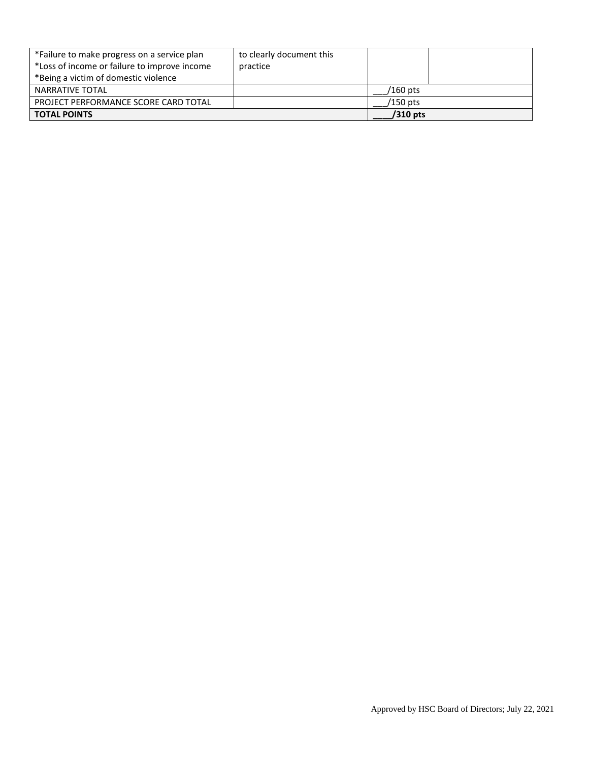| | | | |
|---|---|---|---|
| *Failure to make progress on a service plan<br>*Loss of income or failure to improve income<br>*Being a victim of domestic violence | to clearly document this practice | | |
| NARRATIVE TOTAL | | ___/160 pts | |
| PROJECT PERFORMANCE SCORE CARD TOTAL | | ___/150 pts | |
| **TOTAL POINTS** | | **____/310 pts** | |

Approved by HSC Board of Directors; July 22, 2021